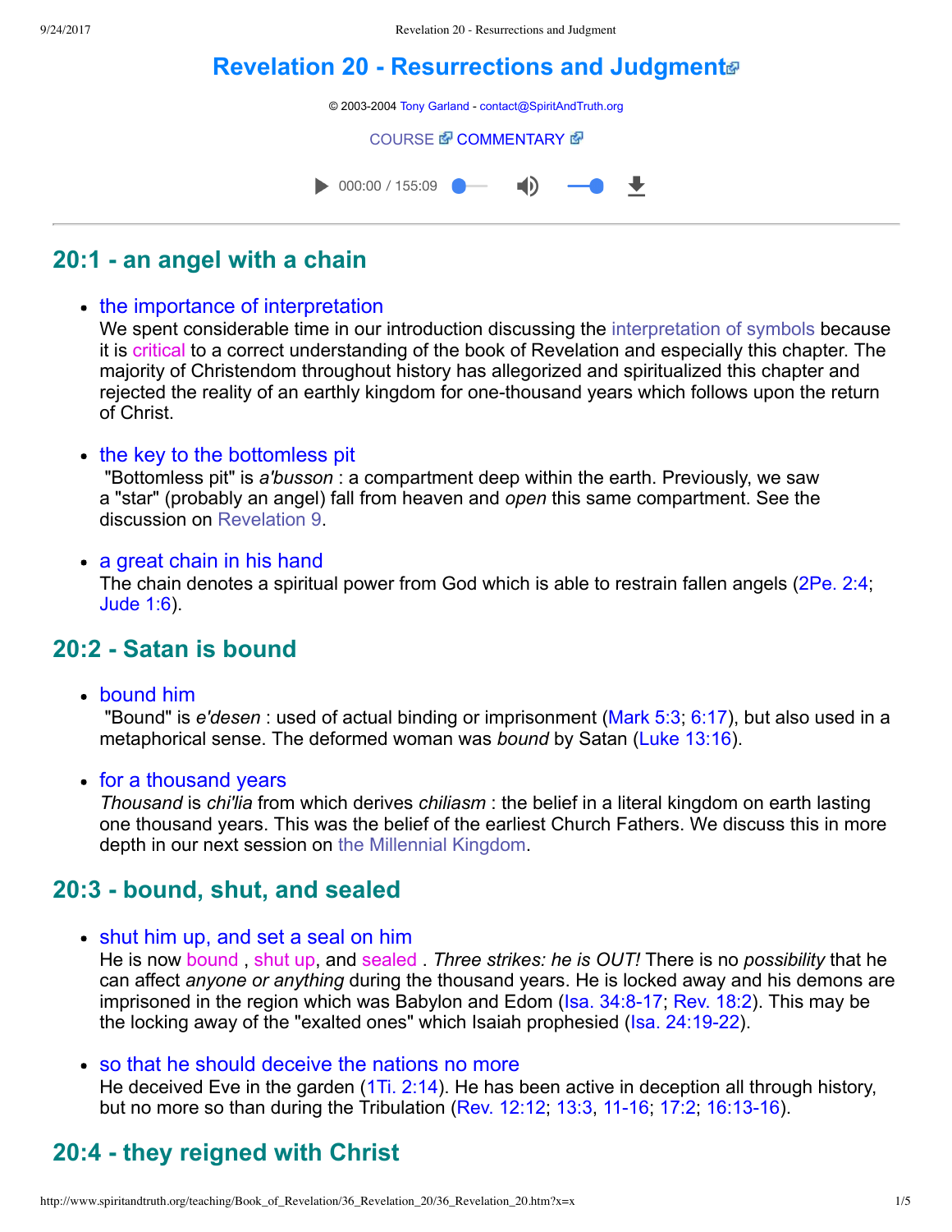# Revelation 20 - Resurrections and Judgment

© 2003-2004 Tony Garland - contact@SpiritAndTruth.org

COURSE COMMENTARY

000:00 / 155:09

## 20:1 - an angel with a chain

- the importance of interpretation
  We spent considerable time in our introduction discussing the interpretation of symbols because it is critical to a correct understanding of the book of Revelation and especially this chapter. The majority of Christendom throughout history has allegorized and spiritualized this chapter and rejected the reality of an earthly kingdom for one-thousand years which follows upon the return of Christ.

- the key to the bottomless pit
  "Bottomless pit" is *a'busson* : a compartment deep within the earth. Previously, we saw a "star" (probably an angel) fall from heaven and *open* this same compartment. See the discussion on Revelation 9.

- a great chain in his hand
  The chain denotes a spiritual power from God which is able to restrain fallen angels (2Pe. 2:4; Jude 1:6).

## 20:2 - Satan is bound

- bound him
  "Bound" is *e'desen* : used of actual binding or imprisonment (Mark 5:3; 6:17), but also used in a metaphorical sense. The deformed woman was *bound* by Satan (Luke 13:16).

- for a thousand years
  *Thousand* is *chi'lia* from which derives *chiliasm* : the belief in a literal kingdom on earth lasting one thousand years. This was the belief of the earliest Church Fathers. We discuss this in more depth in our next session on the Millennial Kingdom.

## 20:3 - bound, shut, and sealed

- shut him up, and set a seal on him
  He is now bound , shut up, and sealed . *Three strikes: he is OUT!* There is no *possibility* that he can affect *anyone or anything* during the thousand years. He is locked away and his demons are imprisoned in the region which was Babylon and Edom (Isa. 34:8-17; Rev. 18:2). This may be the locking away of the "exalted ones" which Isaiah prophesied (Isa. 24:19-22).

- so that he should deceive the nations no more
  He deceived Eve in the garden (1Ti. 2:14). He has been active in deception all through history, but no more so than during the Tribulation (Rev. 12:12; 13:3, 11-16; 17:2; 16:13-16).

## 20:4 - they reigned with Christ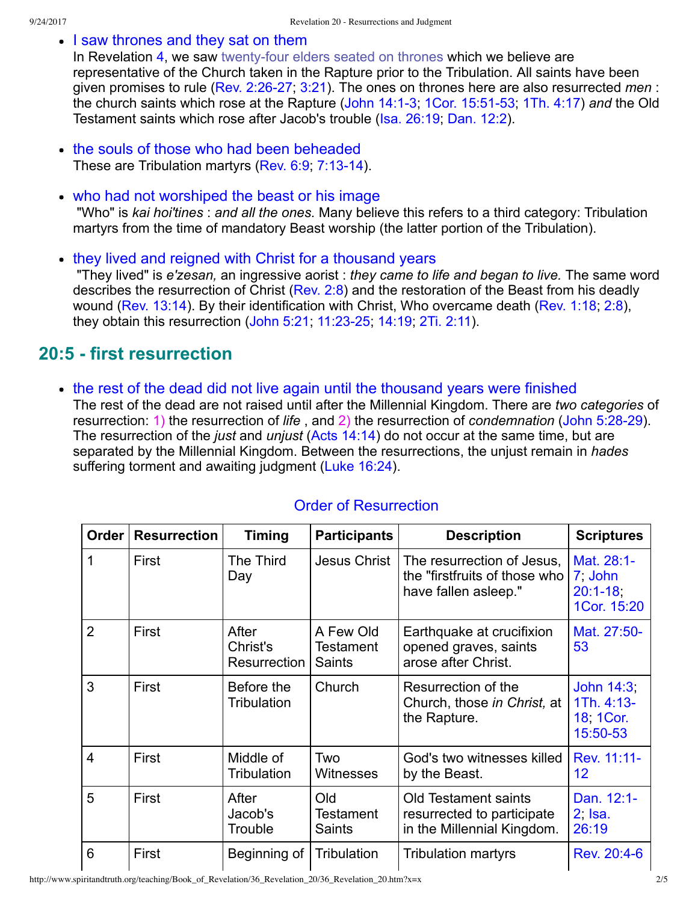- I saw thrones and they sat on them
  In Revelation 4, we saw twenty-four elders seated on thrones which we believe are representative of the Church taken in the Rapture prior to the Tribulation. All saints have been given promises to rule (Rev. 2:26-27; 3:21). The ones on thrones here are also resurrected *men* : the church saints which rose at the Rapture (John 14:1-3; 1Cor. 15:51-53; 1Th. 4:17) *and* the Old Testament saints which rose after Jacob's trouble (Isa. 26:19; Dan. 12:2).

- the souls of those who had been beheaded
  These are Tribulation martyrs (Rev. 6:9; 7:13-14).

- who had not worshiped the beast or his image
  "Who" is *kai hoi'tines* : *and all the ones.* Many believe this refers to a third category: Tribulation martyrs from the time of mandatory Beast worship (the latter portion of the Tribulation).

- they lived and reigned with Christ for a thousand years
  "They lived" is *e'zesan,* an ingressive aorist : *they came to life and began to live.* The same word describes the resurrection of Christ (Rev. 2:8) and the restoration of the Beast from his deadly wound (Rev. 13:14). By their identification with Christ, Who overcame death (Rev. 1:18; 2:8), they obtain this resurrection (John 5:21; 11:23-25; 14:19; 2Ti. 2:11).

## 20:5 - first resurrection

- the rest of the dead did not live again until the thousand years were finished
  The rest of the dead are not raised until after the Millennial Kingdom. There are *two categories* of resurrection: 1) the resurrection of *life* , and 2) the resurrection of *condemnation* (John 5:28-29). The resurrection of the *just* and *unjust* (Acts 14:14) do not occur at the same time, but are separated by the Millennial Kingdom. Between the resurrections, the unjust remain in *hades* suffering torment and awaiting judgment (Luke 16:24).

### Order of Resurrection

| Order | Resurrection | Timing | Participants | Description | Scriptures |
|---|---|---|---|---|---|
| 1 | First | The Third Day | Jesus Christ | The resurrection of Jesus, the "firstfruits of those who have fallen asleep." | Mat. 28:1-7; John 20:1-18; 1Cor. 15:20 |
| 2 | First | After Christ's Resurrection | A Few Old Testament Saints | Earthquake at crucifixion opened graves, saints arose after Christ. | Mat. 27:50-53 |
| 3 | First | Before the Tribulation | Church | Resurrection of the Church, those *in Christ,* at the Rapture. | John 14:3; 1Th. 4:13-18; 1Cor. 15:50-53 |
| 4 | First | Middle of Tribulation | Two Witnesses | God's two witnesses killed by the Beast. | Rev. 11:11-12 |
| 5 | First | After Jacob's Trouble | Old Testament Saints | Old Testament saints resurrected to participate in the Millennial Kingdom. | Dan. 12:1-2; Isa. 26:19 |
| 6 | First | Beginning of | Tribulation | Tribulation martyrs | Rev. 20:4-6 |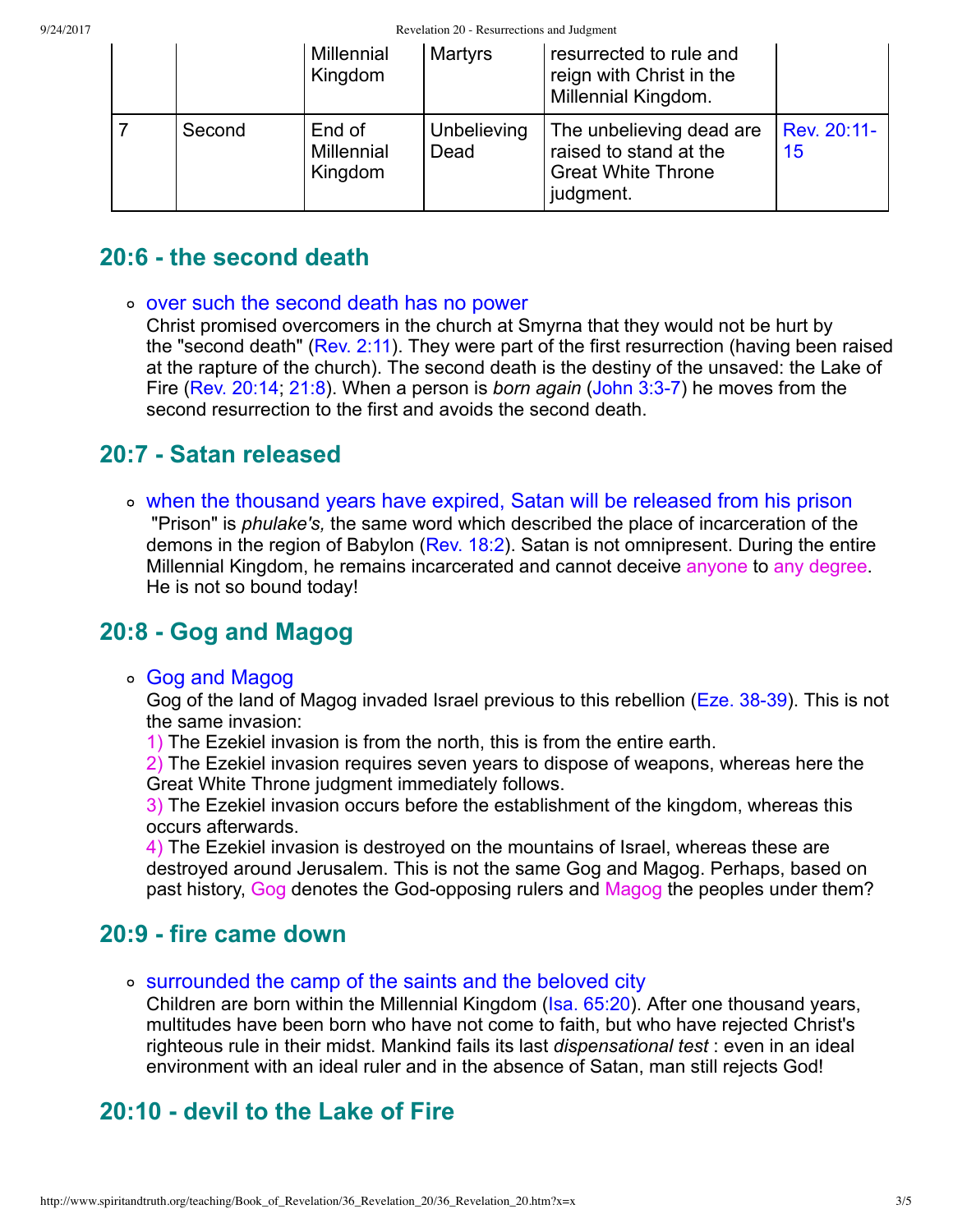|  |  | Millennial Kingdom | Martyrs | resurrected to rule and reign with Christ in the Millennial Kingdom. |  |
| --- | --- | --- | --- | --- | --- |
| 7 | Second | End of Millennial Kingdom | Unbelieving Dead | The unbelieving dead are raised to stand at the Great White Throne judgment. | Rev. 20:11-15 |

## 20:6 - the second death

- over such the second death has no power
  Christ promised overcomers in the church at Smyrna that they would not be hurt by the "second death" (Rev. 2:11). They were part of the first resurrection (having been raised at the rapture of the church). The second death is the destiny of the unsaved: the Lake of Fire (Rev. 20:14; 21:8). When a person is *born again* (John 3:3-7) he moves from the second resurrection to the first and avoids the second death.

## 20:7 - Satan released

- when the thousand years have expired, Satan will be released from his prison
  "Prison" is *phulake's,* the same word which described the place of incarceration of the demons in the region of Babylon (Rev. 18:2). Satan is not omnipresent. During the entire Millennial Kingdom, he remains incarcerated and cannot deceive anyone to any degree. He is not so bound today!

## 20:8 - Gog and Magog

- Gog and Magog
  Gog of the land of Magog invaded Israel previous to this rebellion (Eze. 38-39). This is not the same invasion:
  1) The Ezekiel invasion is from the north, this is from the entire earth.
  2) The Ezekiel invasion requires seven years to dispose of weapons, whereas here the Great White Throne judgment immediately follows.
  3) The Ezekiel invasion occurs before the establishment of the kingdom, whereas this occurs afterwards.
  4) The Ezekiel invasion is destroyed on the mountains of Israel, whereas these are destroyed around Jerusalem. This is not the same Gog and Magog. Perhaps, based on past history, Gog denotes the God-opposing rulers and Magog the peoples under them?

## 20:9 - fire came down

- surrounded the camp of the saints and the beloved city
  Children are born within the Millennial Kingdom (Isa. 65:20). After one thousand years, multitudes have been born who have not come to faith, but who have rejected Christ's righteous rule in their midst. Mankind fails its last *dispensational test* : even in an ideal environment with an ideal ruler and in the absence of Satan, man still rejects God!

## 20:10 - devil to the Lake of Fire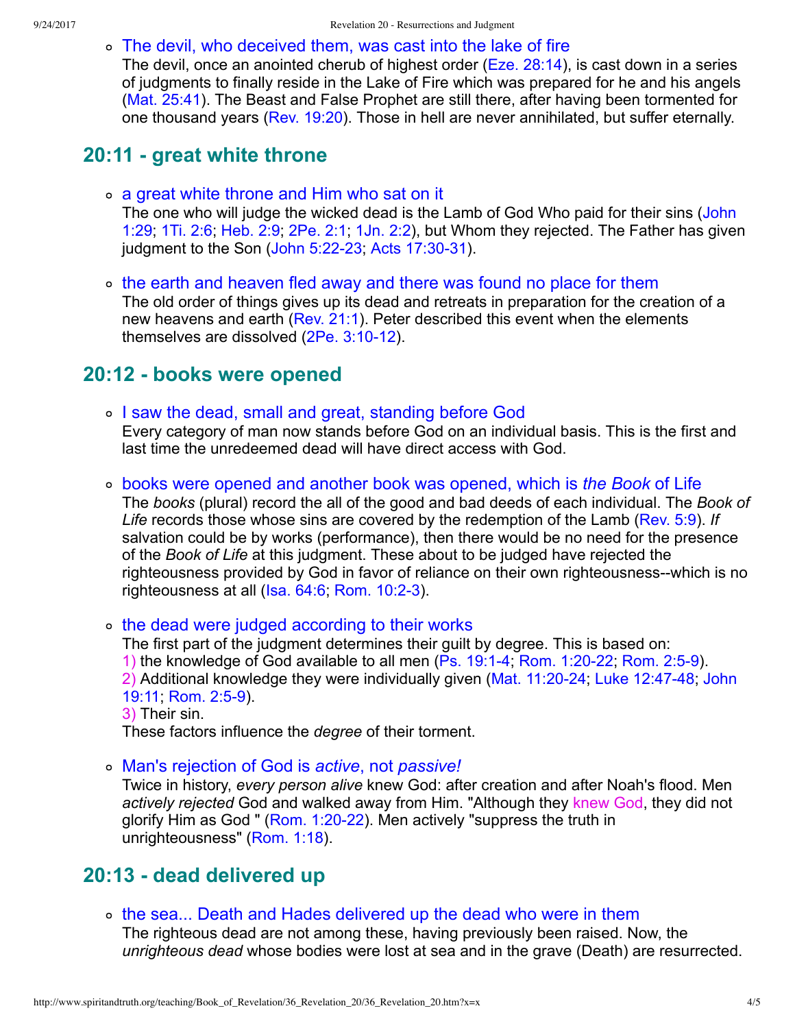- The devil, who deceived them, was cast into the lake of fire
  The devil, once an anointed cherub of highest order (Eze. 28:14), is cast down in a series of judgments to finally reside in the Lake of Fire which was prepared for he and his angels (Mat. 25:41). The Beast and False Prophet are still there, after having been tormented for one thousand years (Rev. 19:20). Those in hell are never annihilated, but suffer eternally.

## 20:11 - great white throne

- a great white throne and Him who sat on it
  The one who will judge the wicked dead is the Lamb of God Who paid for their sins (John 1:29; 1Ti. 2:6; Heb. 2:9; 2Pe. 2:1; 1Jn. 2:2), but Whom they rejected. The Father has given judgment to the Son (John 5:22-23; Acts 17:30-31).

- the earth and heaven fled away and there was found no place for them
  The old order of things gives up its dead and retreats in preparation for the creation of a new heavens and earth (Rev. 21:1). Peter described this event when the elements themselves are dissolved (2Pe. 3:10-12).

## 20:12 - books were opened

- I saw the dead, small and great, standing before God
  Every category of man now stands before God on an individual basis. This is the first and last time the unredeemed dead will have direct access with God.

- books were opened and another book was opened, which is *the Book* of Life
  The *books* (plural) record the all of the good and bad deeds of each individual. The *Book of Life* records those whose sins are covered by the redemption of the Lamb (Rev. 5:9). *If* salvation could be by works (performance), then there would be no need for the presence of the *Book of Life* at this judgment. These about to be judged have rejected the righteousness provided by God in favor of reliance on their own righteousness--which is no righteousness at all (Isa. 64:6; Rom. 10:2-3).

- the dead were judged according to their works
  The first part of the judgment determines their guilt by degree. This is based on:
  1) the knowledge of God available to all men (Ps. 19:1-4; Rom. 1:20-22; Rom. 2:5-9).
  2) Additional knowledge they were individually given (Mat. 11:20-24; Luke 12:47-48; John 19:11; Rom. 2:5-9).
  3) Their sin.
  These factors influence the *degree* of their torment.

- Man's rejection of God is *active*, not *passive!*
  Twice in history, *every person alive* knew God: after creation and after Noah's flood. Men *actively rejected* God and walked away from Him. "Although they knew God, they did not glorify Him as God " (Rom. 1:20-22). Men actively "suppress the truth in unrighteousness" (Rom. 1:18).

## 20:13 - dead delivered up

- the sea... Death and Hades delivered up the dead who were in them
  The righteous dead are not among these, having previously been raised. Now, the *unrighteous dead* whose bodies were lost at sea and in the grave (Death) are resurrected.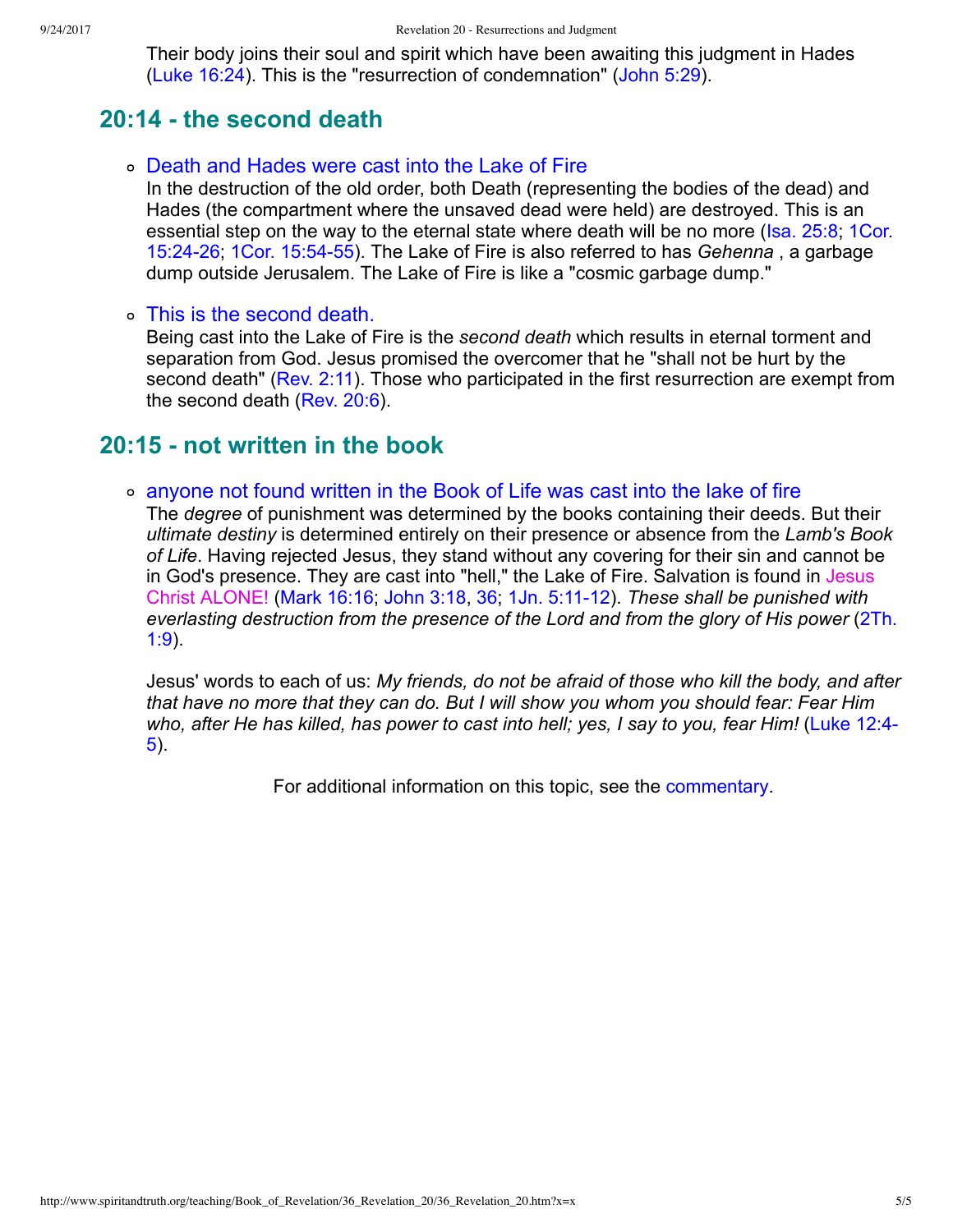Their body joins their soul and spirit which have been awaiting this judgment in Hades (Luke 16:24). This is the "resurrection of condemnation" (John 5:29).

## 20:14 - the second death

- Death and Hades were cast into the Lake of Fire
  In the destruction of the old order, both Death (representing the bodies of the dead) and Hades (the compartment where the unsaved dead were held) are destroyed. This is an essential step on the way to the eternal state where death will be no more (Isa. 25:8; 1Cor. 15:24-26; 1Cor. 15:54-55). The Lake of Fire is also referred to has *Gehenna* , a garbage dump outside Jerusalem. The Lake of Fire is like a "cosmic garbage dump."

- This is the second death.
  Being cast into the Lake of Fire is the *second death* which results in eternal torment and separation from God. Jesus promised the overcomer that he "shall not be hurt by the second death" (Rev. 2:11). Those who participated in the first resurrection are exempt from the second death (Rev. 20:6).

## 20:15 - not written in the book

- anyone not found written in the Book of Life was cast into the lake of fire
  The *degree* of punishment was determined by the books containing their deeds. But their *ultimate destiny* is determined entirely on their presence or absence from the *Lamb's Book of Life*. Having rejected Jesus, they stand without any covering for their sin and cannot be in God's presence. They are cast into "hell," the Lake of Fire. Salvation is found in Jesus Christ ALONE! (Mark 16:16; John 3:18, 36; 1Jn. 5:11-12). *These shall be punished with everlasting destruction from the presence of the Lord and from the glory of His power* (2Th. 1:9).

  Jesus' words to each of us: *My friends, do not be afraid of those who kill the body, and after that have no more that they can do. But I will show you whom you should fear: Fear Him who, after He has killed, has power to cast into hell; yes, I say to you, fear Him!* (Luke 12:4-5).

For additional information on this topic, see the commentary.